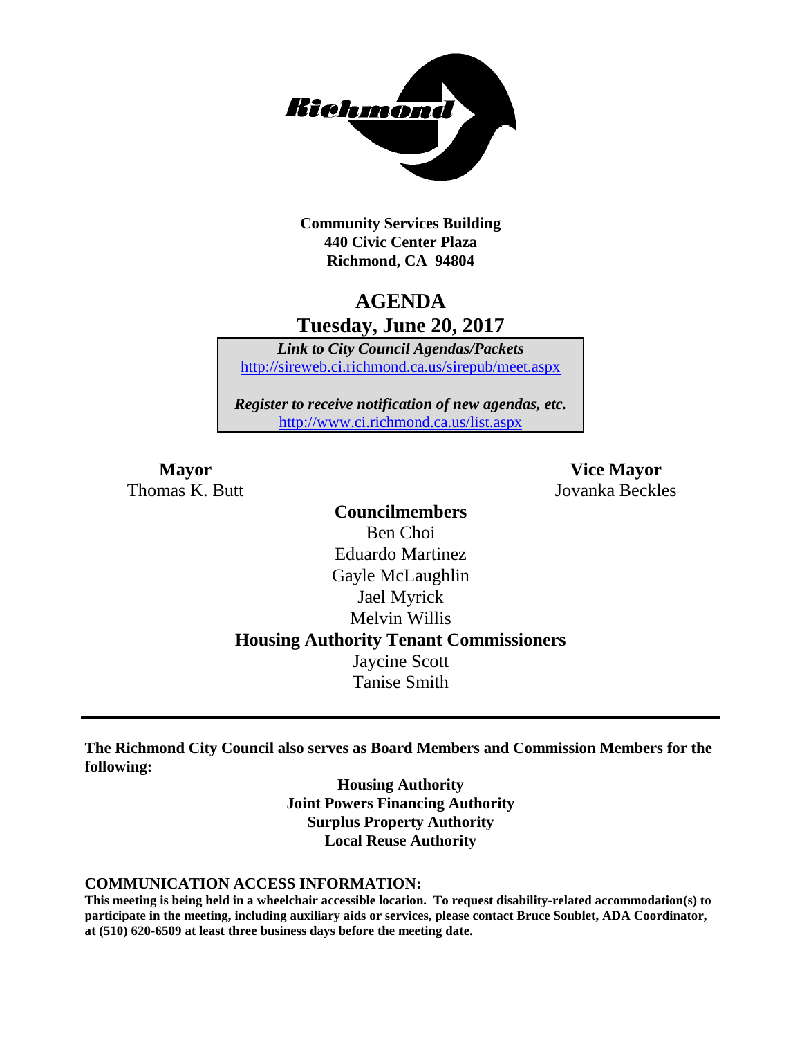**Community Services Building**
**440 Civic Center Plaza**
**Richmond, CA 94804**

# AGENDA
## Tuesday, June 20, 2017

***Link to City Council Agendas/Packets***
http://sireweb.ci.richmond.ca.us/sirepub/meet.aspx

***Register to receive notification of new agendas, etc.***
http://www.ci.richmond.ca.us/list.aspx

**Mayor**
Thomas K. Butt

**Vice Mayor**
Jovanka Beckles

**Councilmembers**
Ben Choi
Eduardo Martinez
Gayle McLaughlin
Jael Myrick
Melvin Willis

**Housing Authority Tenant Commissioners**
Jaycine Scott
Tanise Smith

---

**The Richmond City Council also serves as Board Members and Commission Members for the following:**

**Housing Authority**
**Joint Powers Financing Authority**
**Surplus Property Authority**
**Local Reuse Authority**

**COMMUNICATION ACCESS INFORMATION:**

**This meeting is being held in a wheelchair accessible location. To request disability-related accommodation(s) to participate in the meeting, including auxiliary aids or services, please contact Bruce Soublet, ADA Coordinator, at (510) 620-6509 at least three business days before the meeting date.**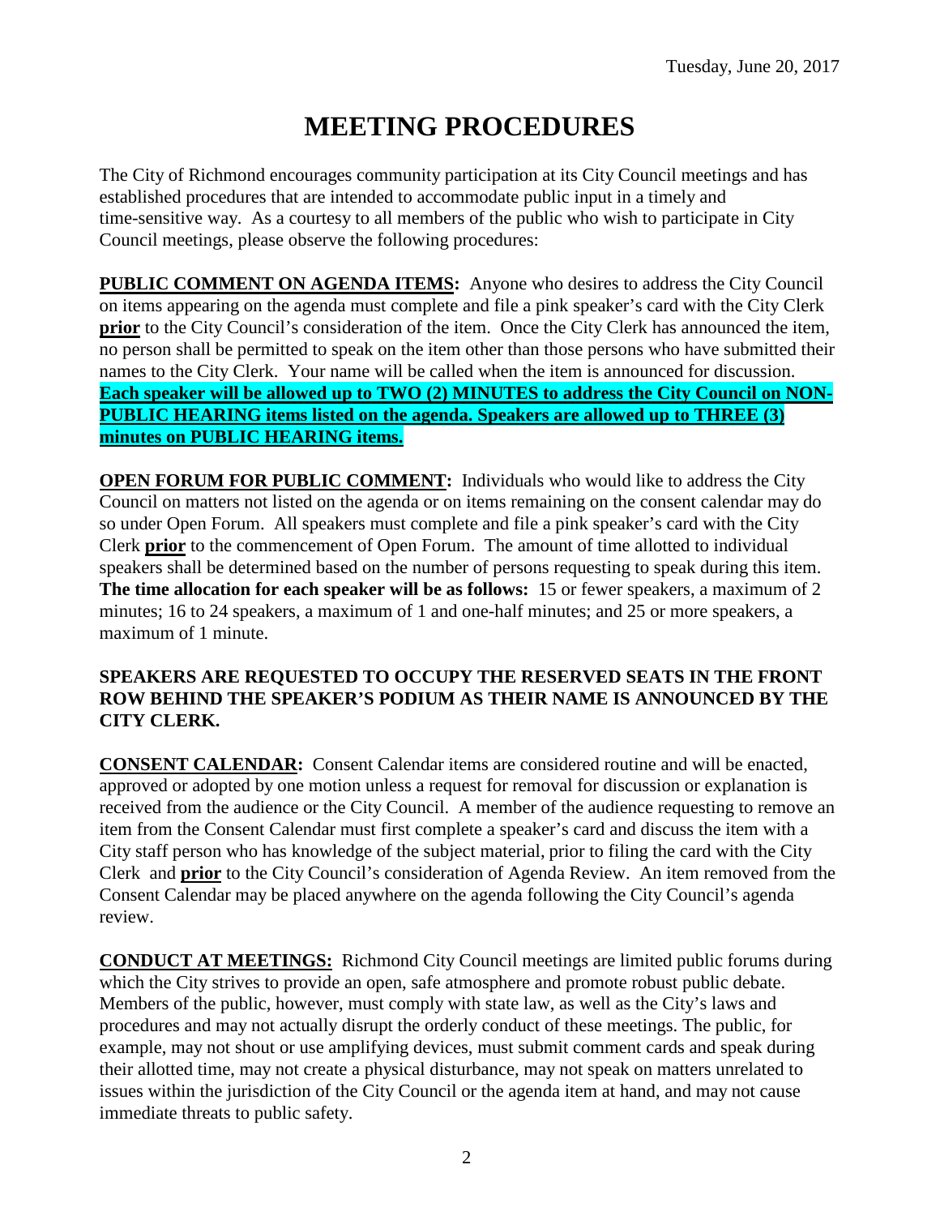Tuesday, June 20, 2017

# MEETING PROCEDURES

The City of Richmond encourages community participation at its City Council meetings and has established procedures that are intended to accommodate public input in a timely and time-sensitive way. As a courtesy to all members of the public who wish to participate in City Council meetings, please observe the following procedures:

**PUBLIC COMMENT ON AGENDA ITEMS:** Anyone who desires to address the City Council on items appearing on the agenda must complete and file a pink speaker's card with the City Clerk **prior** to the City Council's consideration of the item. Once the City Clerk has announced the item, no person shall be permitted to speak on the item other than those persons who have submitted their names to the City Clerk. Your name will be called when the item is announced for discussion. **Each speaker will be allowed up to TWO (2) MINUTES to address the City Council on NON-PUBLIC HEARING items listed on the agenda. Speakers are allowed up to THREE (3) minutes on PUBLIC HEARING items.**

**OPEN FORUM FOR PUBLIC COMMENT:** Individuals who would like to address the City Council on matters not listed on the agenda or on items remaining on the consent calendar may do so under Open Forum. All speakers must complete and file a pink speaker's card with the City Clerk **prior** to the commencement of Open Forum. The amount of time allotted to individual speakers shall be determined based on the number of persons requesting to speak during this item. **The time allocation for each speaker will be as follows:** 15 or fewer speakers, a maximum of 2 minutes; 16 to 24 speakers, a maximum of 1 and one-half minutes; and 25 or more speakers, a maximum of 1 minute.

**SPEAKERS ARE REQUESTED TO OCCUPY THE RESERVED SEATS IN THE FRONT ROW BEHIND THE SPEAKER'S PODIUM AS THEIR NAME IS ANNOUNCED BY THE CITY CLERK.**

**CONSENT CALENDAR:** Consent Calendar items are considered routine and will be enacted, approved or adopted by one motion unless a request for removal for discussion or explanation is received from the audience or the City Council. A member of the audience requesting to remove an item from the Consent Calendar must first complete a speaker's card and discuss the item with a City staff person who has knowledge of the subject material, prior to filing the card with the City Clerk and **prior** to the City Council's consideration of Agenda Review. An item removed from the Consent Calendar may be placed anywhere on the agenda following the City Council's agenda review.

**CONDUCT AT MEETINGS:** Richmond City Council meetings are limited public forums during which the City strives to provide an open, safe atmosphere and promote robust public debate. Members of the public, however, must comply with state law, as well as the City's laws and procedures and may not actually disrupt the orderly conduct of these meetings. The public, for example, may not shout or use amplifying devices, must submit comment cards and speak during their allotted time, may not create a physical disturbance, may not speak on matters unrelated to issues within the jurisdiction of the City Council or the agenda item at hand, and may not cause immediate threats to public safety.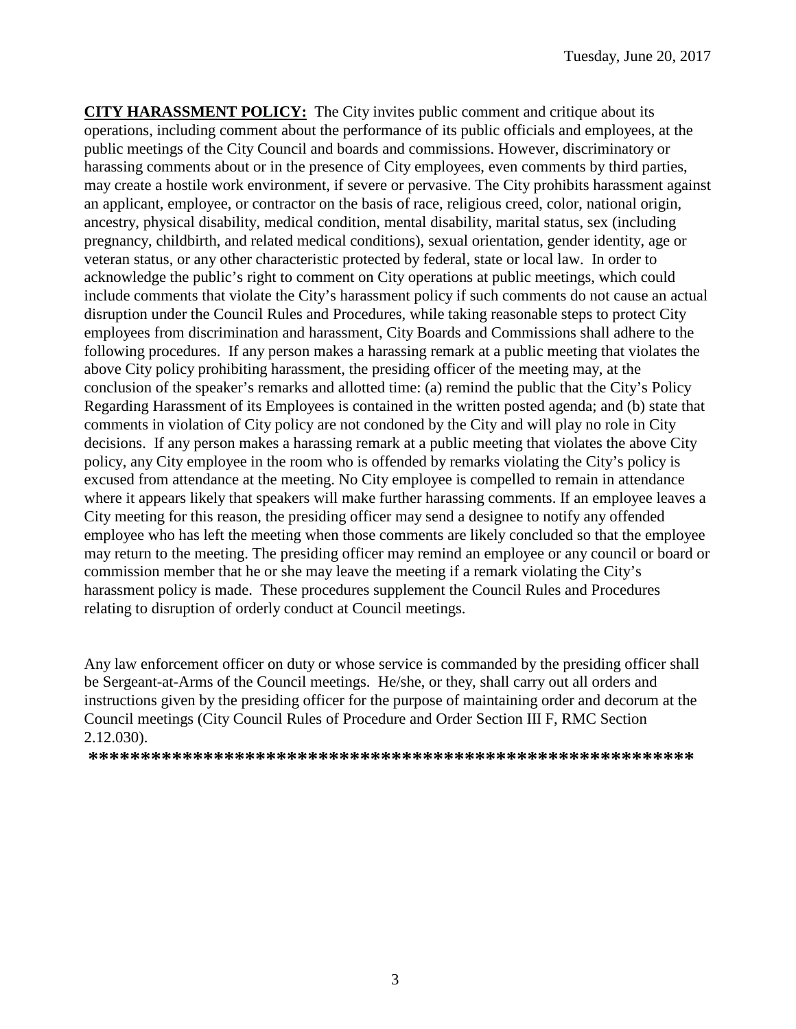**CITY HARASSMENT POLICY:** The City invites public comment and critique about its operations, including comment about the performance of its public officials and employees, at the public meetings of the City Council and boards and commissions. However, discriminatory or harassing comments about or in the presence of City employees, even comments by third parties, may create a hostile work environment, if severe or pervasive. The City prohibits harassment against an applicant, employee, or contractor on the basis of race, religious creed, color, national origin, ancestry, physical disability, medical condition, mental disability, marital status, sex (including pregnancy, childbirth, and related medical conditions), sexual orientation, gender identity, age or veteran status, or any other characteristic protected by federal, state or local law. In order to acknowledge the public's right to comment on City operations at public meetings, which could include comments that violate the City's harassment policy if such comments do not cause an actual disruption under the Council Rules and Procedures, while taking reasonable steps to protect City employees from discrimination and harassment, City Boards and Commissions shall adhere to the following procedures. If any person makes a harassing remark at a public meeting that violates the above City policy prohibiting harassment, the presiding officer of the meeting may, at the conclusion of the speaker's remarks and allotted time: (a) remind the public that the City's Policy Regarding Harassment of its Employees is contained in the written posted agenda; and (b) state that comments in violation of City policy are not condoned by the City and will play no role in City decisions. If any person makes a harassing remark at a public meeting that violates the above City policy, any City employee in the room who is offended by remarks violating the City's policy is excused from attendance at the meeting. No City employee is compelled to remain in attendance where it appears likely that speakers will make further harassing comments. If an employee leaves a City meeting for this reason, the presiding officer may send a designee to notify any offended employee who has left the meeting when those comments are likely concluded so that the employee may return to the meeting. The presiding officer may remind an employee or any council or board or commission member that he or she may leave the meeting if a remark violating the City's harassment policy is made. These procedures supplement the Council Rules and Procedures relating to disruption of orderly conduct at Council meetings.

Any law enforcement officer on duty or whose service is commanded by the presiding officer shall be Sergeant-at-Arms of the Council meetings. He/she, or they, shall carry out all orders and instructions given by the presiding officer for the purpose of maintaining order and decorum at the Council meetings (City Council Rules of Procedure and Order Section III F, RMC Section 2.12.030).

**\*\*\*\*\*\*\*\*\*\*\*\*\*\*\*\*\*\*\*\*\*\*\*\*\*\*\*\*\*\*\*\*\*\*\*\*\*\*\*\*\*\*\*\*\*\*\*\*\*\*\*\*\*\*\*\*\*\*\*\***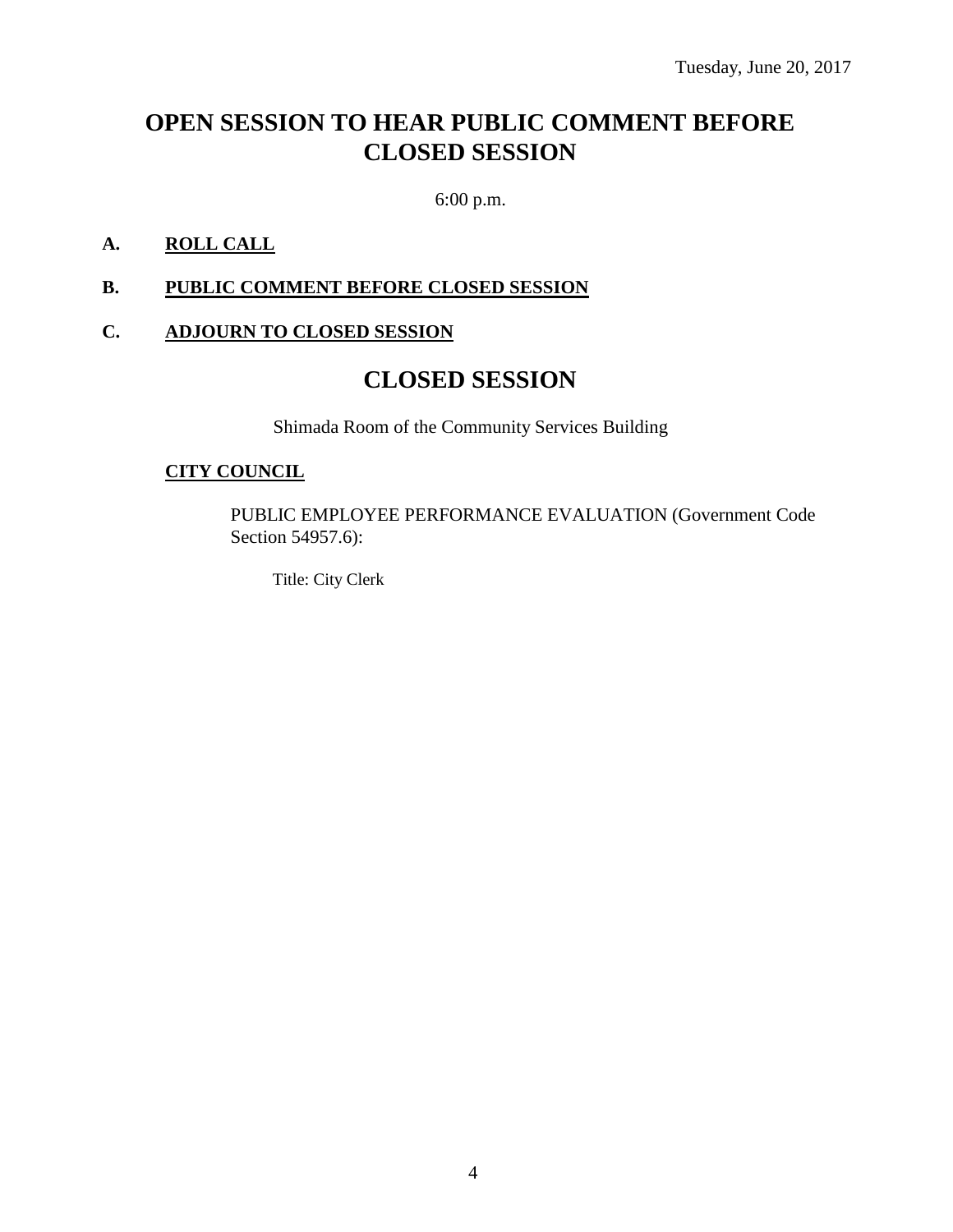Tuesday, June 20, 2017

# OPEN SESSION TO HEAR PUBLIC COMMENT BEFORE CLOSED SESSION

6:00 p.m.

**A. ROLL CALL**

**B. PUBLIC COMMENT BEFORE CLOSED SESSION**

**C. ADJOURN TO CLOSED SESSION**

# CLOSED SESSION

Shimada Room of the Community Services Building

**CITY COUNCIL**

PUBLIC EMPLOYEE PERFORMANCE EVALUATION (Government Code Section 54957.6):

Title: City Clerk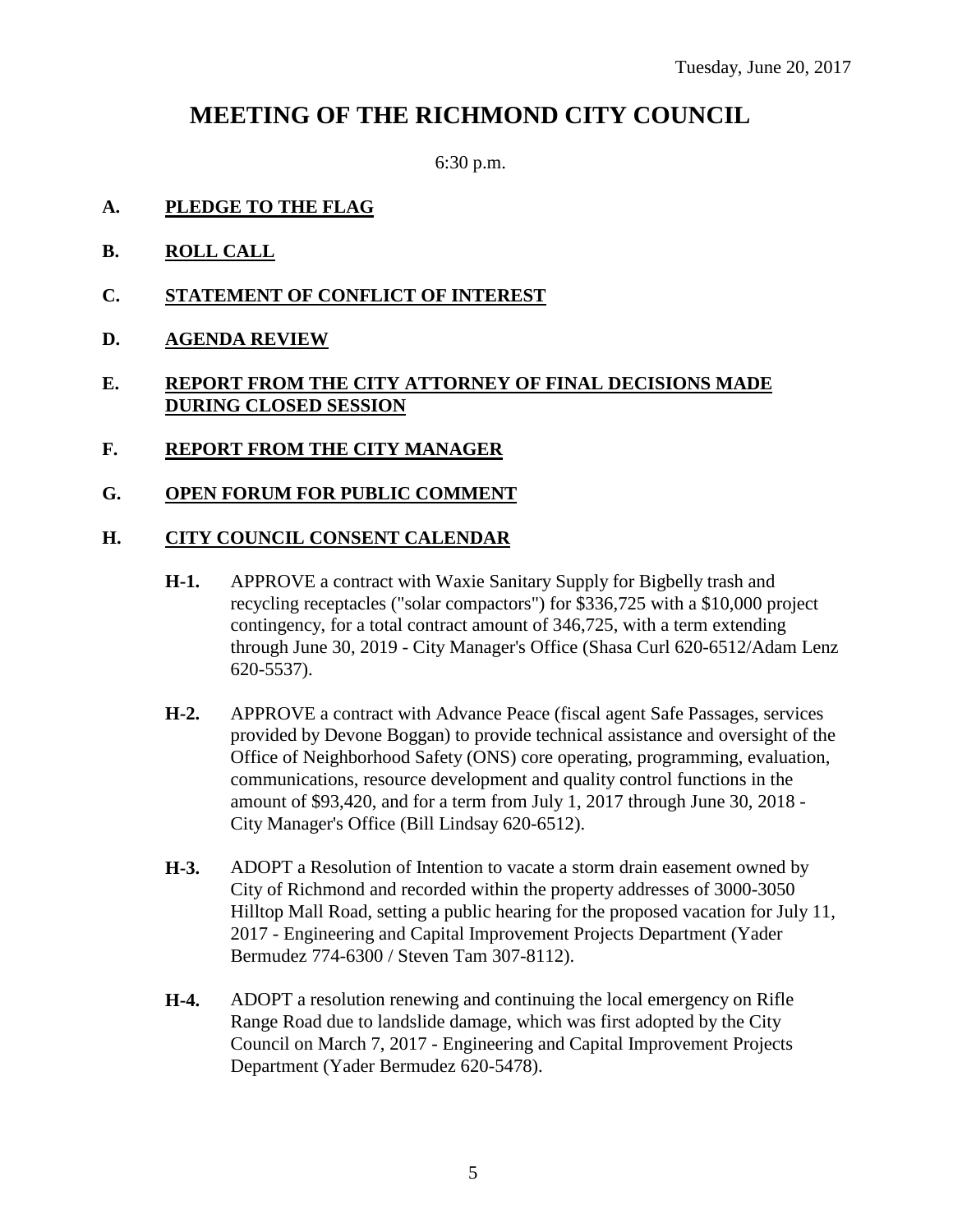Tuesday, June 20, 2017

# MEETING OF THE RICHMOND CITY COUNCIL

6:30 p.m.

**A. <u>PLEDGE TO THE FLAG</u>**

**B. <u>ROLL CALL</u>**

**C. <u>STATEMENT OF CONFLICT OF INTEREST</u>**

**D. <u>AGENDA REVIEW</u>**

**E. <u>REPORT FROM THE CITY ATTORNEY OF FINAL DECISIONS MADE DURING CLOSED SESSION</u>**

**F. <u>REPORT FROM THE CITY MANAGER</u>**

**G. <u>OPEN FORUM FOR PUBLIC COMMENT</u>**

**H. <u>CITY COUNCIL CONSENT CALENDAR</u>**

**H-1.** APPROVE a contract with Waxie Sanitary Supply for Bigbelly trash and recycling receptacles ("solar compactors") for $336,725 with a $10,000 project contingency, for a total contract amount of 346,725, with a term extending through June 30, 2019 - City Manager's Office (Shasa Curl 620-6512/Adam Lenz 620-5537).

**H-2.** APPROVE a contract with Advance Peace (fiscal agent Safe Passages, services provided by Devone Boggan) to provide technical assistance and oversight of the Office of Neighborhood Safety (ONS) core operating, programming, evaluation, communications, resource development and quality control functions in the amount of $93,420, and for a term from July 1, 2017 through June 30, 2018 - City Manager's Office (Bill Lindsay 620-6512).

**H-3.** ADOPT a Resolution of Intention to vacate a storm drain easement owned by City of Richmond and recorded within the property addresses of 3000-3050 Hilltop Mall Road, setting a public hearing for the proposed vacation for July 11, 2017 - Engineering and Capital Improvement Projects Department (Yader Bermudez 774-6300 / Steven Tam 307-8112).

**H-4.** ADOPT a resolution renewing and continuing the local emergency on Rifle Range Road due to landslide damage, which was first adopted by the City Council on March 7, 2017 - Engineering and Capital Improvement Projects Department (Yader Bermudez 620-5478).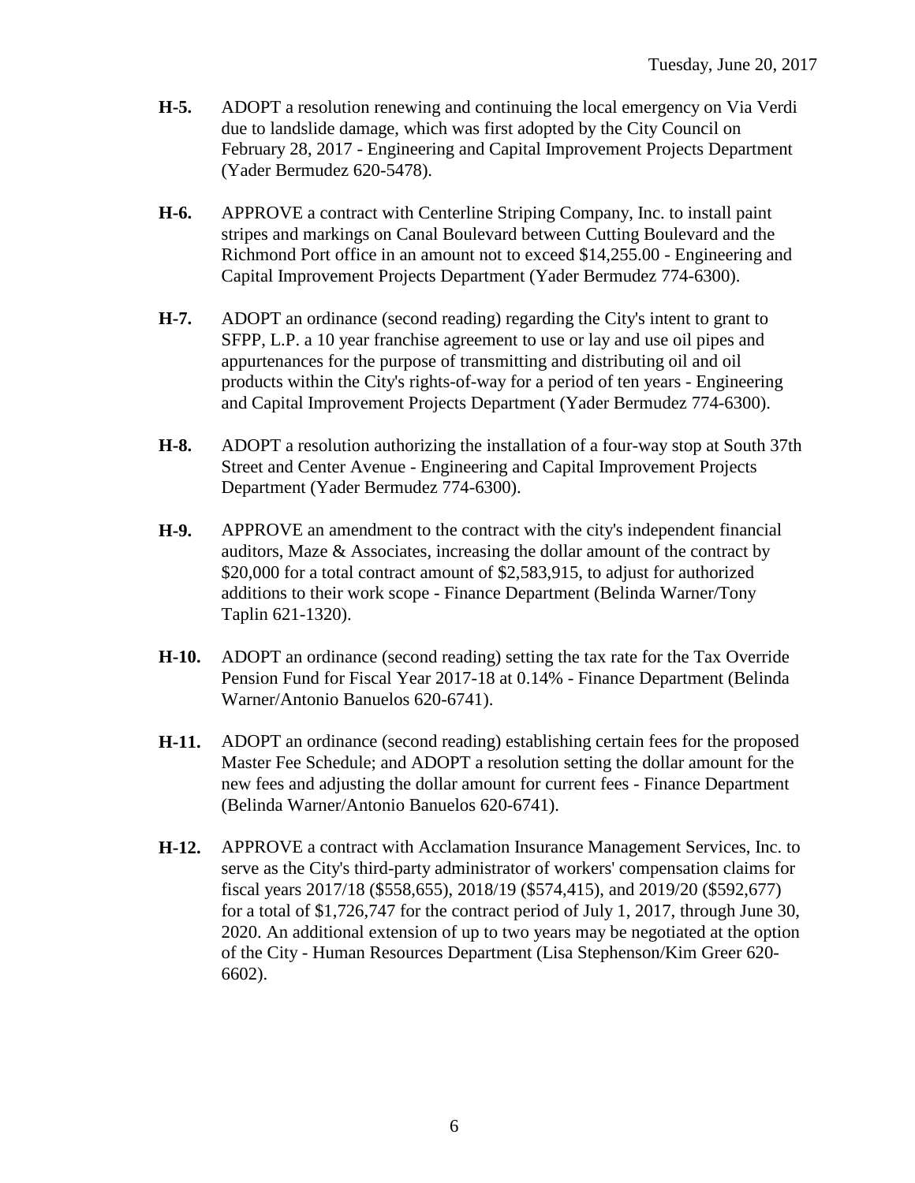**H-5.** ADOPT a resolution renewing and continuing the local emergency on Via Verdi due to landslide damage, which was first adopted by the City Council on February 28, 2017 - Engineering and Capital Improvement Projects Department (Yader Bermudez 620-5478).

**H-6.** APPROVE a contract with Centerline Striping Company, Inc. to install paint stripes and markings on Canal Boulevard between Cutting Boulevard and the Richmond Port office in an amount not to exceed $14,255.00 - Engineering and Capital Improvement Projects Department (Yader Bermudez 774-6300).

**H-7.** ADOPT an ordinance (second reading) regarding the City's intent to grant to SFPP, L.P. a 10 year franchise agreement to use or lay and use oil pipes and appurtenances for the purpose of transmitting and distributing oil and oil products within the City's rights-of-way for a period of ten years - Engineering and Capital Improvement Projects Department (Yader Bermudez 774-6300).

**H-8.** ADOPT a resolution authorizing the installation of a four-way stop at South 37th Street and Center Avenue - Engineering and Capital Improvement Projects Department (Yader Bermudez 774-6300).

**H-9.** APPROVE an amendment to the contract with the city's independent financial auditors, Maze & Associates, increasing the dollar amount of the contract by $20,000 for a total contract amount of $2,583,915, to adjust for authorized additions to their work scope - Finance Department (Belinda Warner/Tony Taplin 621-1320).

**H-10.** ADOPT an ordinance (second reading) setting the tax rate for the Tax Override Pension Fund for Fiscal Year 2017-18 at 0.14% - Finance Department (Belinda Warner/Antonio Banuelos 620-6741).

**H-11.** ADOPT an ordinance (second reading) establishing certain fees for the proposed Master Fee Schedule; and ADOPT a resolution setting the dollar amount for the new fees and adjusting the dollar amount for current fees - Finance Department (Belinda Warner/Antonio Banuelos 620-6741).

**H-12.** APPROVE a contract with Acclamation Insurance Management Services, Inc. to serve as the City's third-party administrator of workers' compensation claims for fiscal years 2017/18 ($558,655), 2018/19 ($574,415), and 2019/20 ($592,677) for a total of $1,726,747 for the contract period of July 1, 2017, through June 30, 2020. An additional extension of up to two years may be negotiated at the option of the City - Human Resources Department (Lisa Stephenson/Kim Greer 620-6602).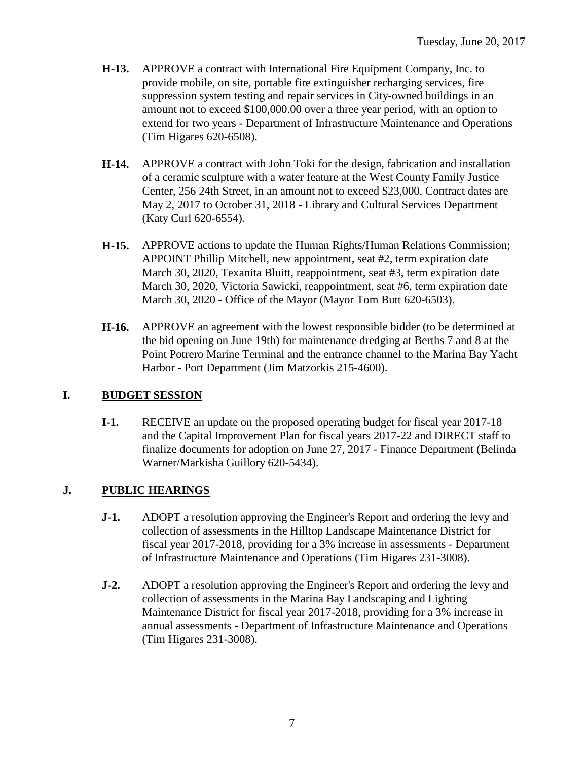**H-13.** APPROVE a contract with International Fire Equipment Company, Inc. to provide mobile, on site, portable fire extinguisher recharging services, fire suppression system testing and repair services in City-owned buildings in an amount not to exceed $100,000.00 over a three year period, with an option to extend for two years - Department of Infrastructure Maintenance and Operations (Tim Higares 620-6508).

**H-14.** APPROVE a contract with John Toki for the design, fabrication and installation of a ceramic sculpture with a water feature at the West County Family Justice Center, 256 24th Street, in an amount not to exceed $23,000. Contract dates are May 2, 2017 to October 31, 2018 - Library and Cultural Services Department (Katy Curl 620-6554).

**H-15.** APPROVE actions to update the Human Rights/Human Relations Commission; APPOINT Phillip Mitchell, new appointment, seat #2, term expiration date March 30, 2020, Texanita Bluitt, reappointment, seat #3, term expiration date March 30, 2020, Victoria Sawicki, reappointment, seat #6, term expiration date March 30, 2020 - Office of the Mayor (Mayor Tom Butt 620-6503).

**H-16.** APPROVE an agreement with the lowest responsible bidder (to be determined at the bid opening on June 19th) for maintenance dredging at Berths 7 and 8 at the Point Potrero Marine Terminal and the entrance channel to the Marina Bay Yacht Harbor - Port Department (Jim Matzorkis 215-4600).

## I. BUDGET SESSION

**I-1.** RECEIVE an update on the proposed operating budget for fiscal year 2017-18 and the Capital Improvement Plan for fiscal years 2017-22 and DIRECT staff to finalize documents for adoption on June 27, 2017 - Finance Department (Belinda Warner/Markisha Guillory 620-5434).

## J. PUBLIC HEARINGS

**J-1.** ADOPT a resolution approving the Engineer's Report and ordering the levy and collection of assessments in the Hilltop Landscape Maintenance District for fiscal year 2017-2018, providing for a 3% increase in assessments - Department of Infrastructure Maintenance and Operations (Tim Higares 231-3008).

**J-2.** ADOPT a resolution approving the Engineer's Report and ordering the levy and collection of assessments in the Marina Bay Landscaping and Lighting Maintenance District for fiscal year 2017-2018, providing for a 3% increase in annual assessments - Department of Infrastructure Maintenance and Operations (Tim Higares 231-3008).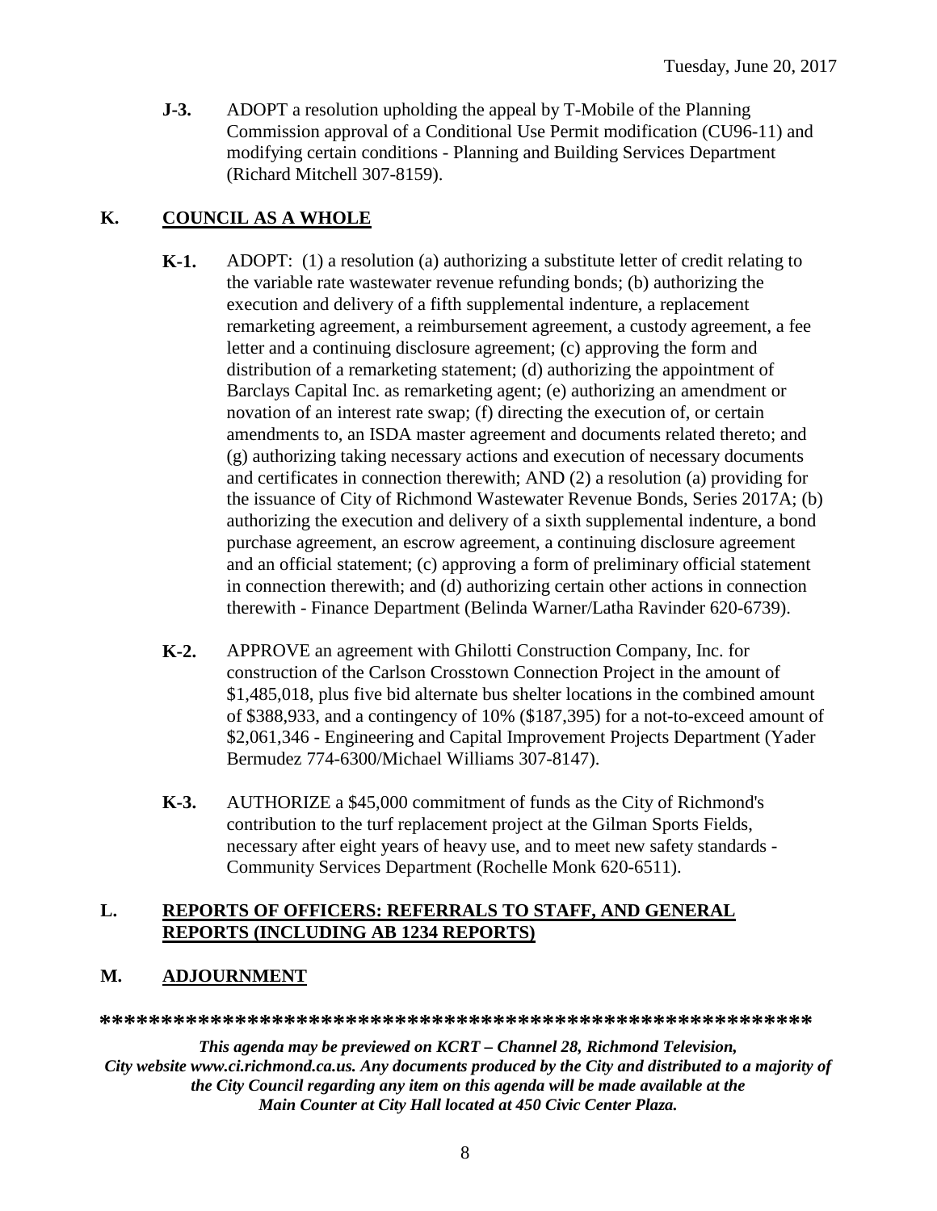**J-3.** ADOPT a resolution upholding the appeal by T-Mobile of the Planning Commission approval of a Conditional Use Permit modification (CU96-11) and modifying certain conditions - Planning and Building Services Department (Richard Mitchell 307-8159).

## K. COUNCIL AS A WHOLE

**K-1.** ADOPT: (1) a resolution (a) authorizing a substitute letter of credit relating to the variable rate wastewater revenue refunding bonds; (b) authorizing the execution and delivery of a fifth supplemental indenture, a replacement remarketing agreement, a reimbursement agreement, a custody agreement, a fee letter and a continuing disclosure agreement; (c) approving the form and distribution of a remarketing statement; (d) authorizing the appointment of Barclays Capital Inc. as remarketing agent; (e) authorizing an amendment or novation of an interest rate swap; (f) directing the execution of, or certain amendments to, an ISDA master agreement and documents related thereto; and (g) authorizing taking necessary actions and execution of necessary documents and certificates in connection therewith; AND (2) a resolution (a) providing for the issuance of City of Richmond Wastewater Revenue Bonds, Series 2017A; (b) authorizing the execution and delivery of a sixth supplemental indenture, a bond purchase agreement, an escrow agreement, a continuing disclosure agreement and an official statement; (c) approving a form of preliminary official statement in connection therewith; and (d) authorizing certain other actions in connection therewith - Finance Department (Belinda Warner/Latha Ravinder 620-6739).

**K-2.** APPROVE an agreement with Ghilotti Construction Company, Inc. for construction of the Carlson Crosstown Connection Project in the amount of $1,485,018, plus five bid alternate bus shelter locations in the combined amount of $388,933, and a contingency of 10% ($187,395) for a not-to-exceed amount of $2,061,346 - Engineering and Capital Improvement Projects Department (Yader Bermudez 774-6300/Michael Williams 307-8147).

**K-3.** AUTHORIZE a $45,000 commitment of funds as the City of Richmond's contribution to the turf replacement project at the Gilman Sports Fields, necessary after eight years of heavy use, and to meet new safety standards - Community Services Department (Rochelle Monk 620-6511).

## L. REPORTS OF OFFICERS: REFERRALS TO STAFF, AND GENERAL REPORTS (INCLUDING AB 1234 REPORTS)

## M. ADJOURNMENT

**********************************************************

***This agenda may be previewed on KCRT – Channel 28, Richmond Television, City website www.ci.richmond.ca.us. Any documents produced by the City and distributed to a majority of the City Council regarding any item on this agenda will be made available at the Main Counter at City Hall located at 450 Civic Center Plaza.***